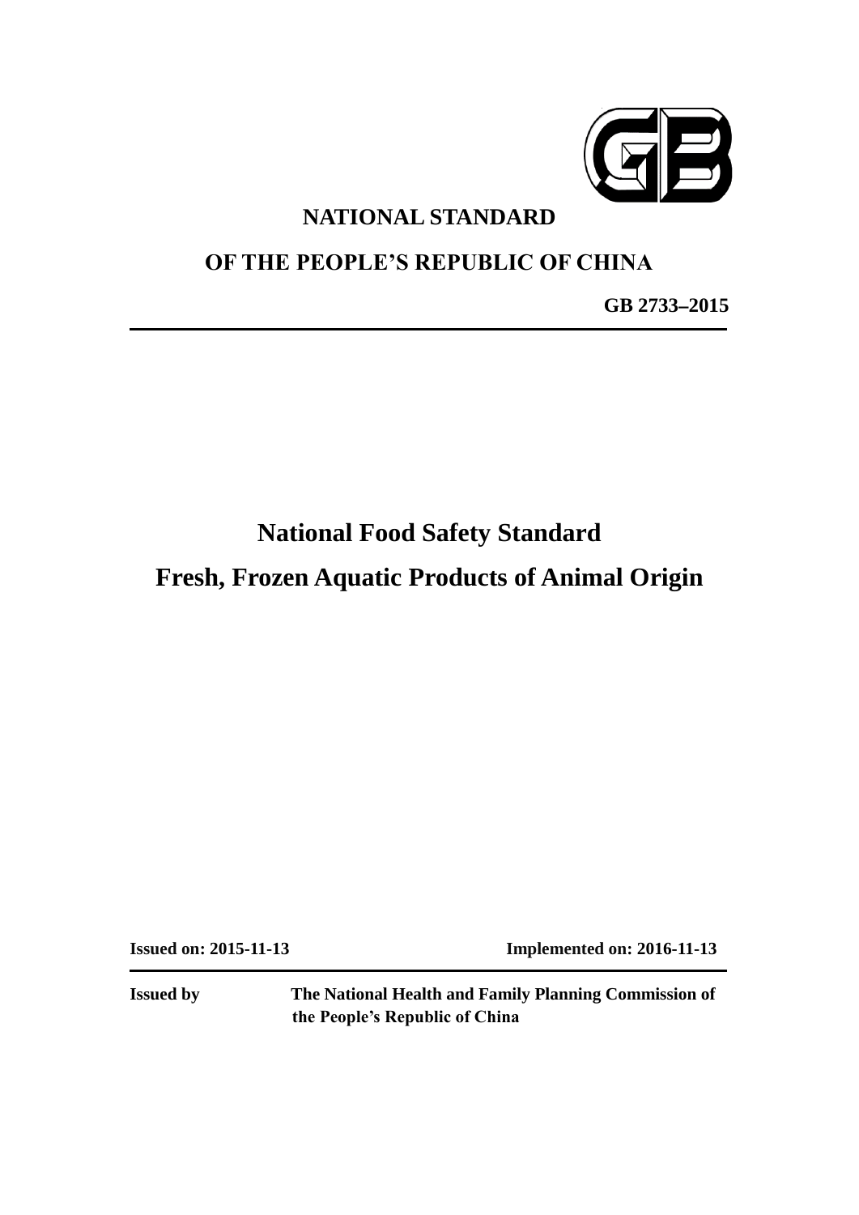# NATIONAL STANDARD

# OF THE PEOPLE'S REPUBLIC OF CHINA

**GB 2733–2015**

# National Food Safety Standard

# Fresh, Frozen Aquatic Products of Animal Origin

**Issued on: 2015-11-13** **Implemented on: 2016-11-13**

**Issued by** **The National Health and Family Planning Commission of the People's Republic of China**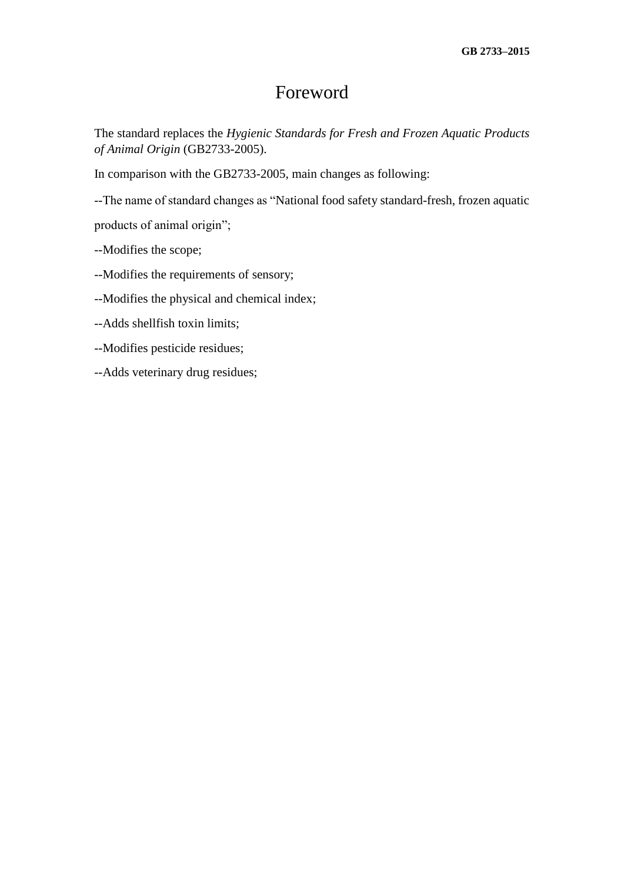# Foreword

The standard replaces the *Hygienic Standards for Fresh and Frozen Aquatic Products of Animal Origin* (GB2733-2005).

In comparison with the GB2733-2005, main changes as following:

--The name of standard changes as "National food safety standard-fresh, frozen aquatic products of animal origin";

--Modifies the scope;

--Modifies the requirements of sensory;

--Modifies the physical and chemical index;

--Adds shellfish toxin limits;

--Modifies pesticide residues;

--Adds veterinary drug residues;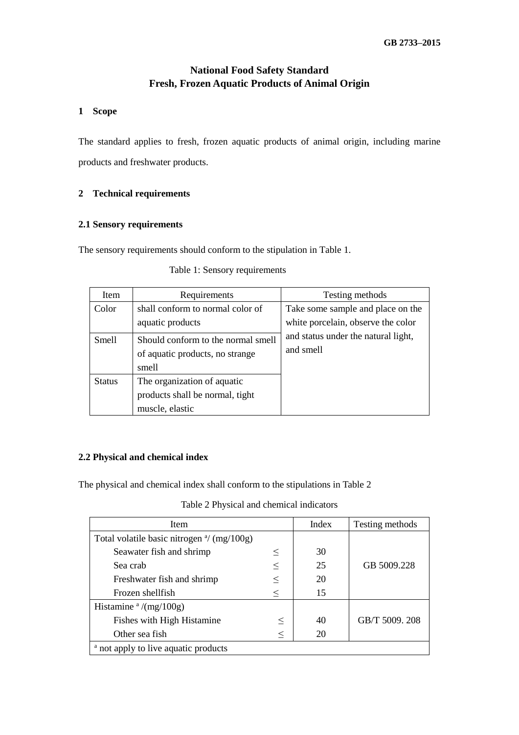# National Food Safety Standard
# Fresh, Frozen Aquatic Products of Animal Origin

## 1 Scope

The standard applies to fresh, frozen aquatic products of animal origin, including marine products and freshwater products.

## 2 Technical requirements

### 2.1 Sensory requirements

The sensory requirements should conform to the stipulation in Table 1.

Table 1: Sensory requirements

| Item | Requirements | Testing methods |
|---|---|---|
| Color | shall conform to normal color of aquatic products | Take some sample and place on the white porcelain, observe the color and status under the natural light, and smell |
| Smell | Should conform to the normal smell of aquatic products, no strange smell | |
| Status | The organization of aquatic products shall be normal, tight muscle, elastic | |

### 2.2 Physical and chemical index

The physical and chemical index shall conform to the stipulations in Table 2

Table 2 Physical and chemical indicators

| Item | | Index | Testing methods |
|---|---|---|---|
| Total volatile basic nitrogen [a]/ (mg/100g) | | | GB 5009.228 |
| Seawater fish and shrimp | ≤ | 30 | |
| Sea crab | ≤ | 25 | |
| Freshwater fish and shrimp | ≤ | 20 | |
| Frozen shellfish | ≤ | 15 | |
| Histamine [a] /(mg/100g) | | | GB/T 5009. 208 |
| Fishes with High Histamine | ≤ | 40 | |
| Other sea fish | ≤ | 20 | |
| [a] not apply to live aquatic products | | | |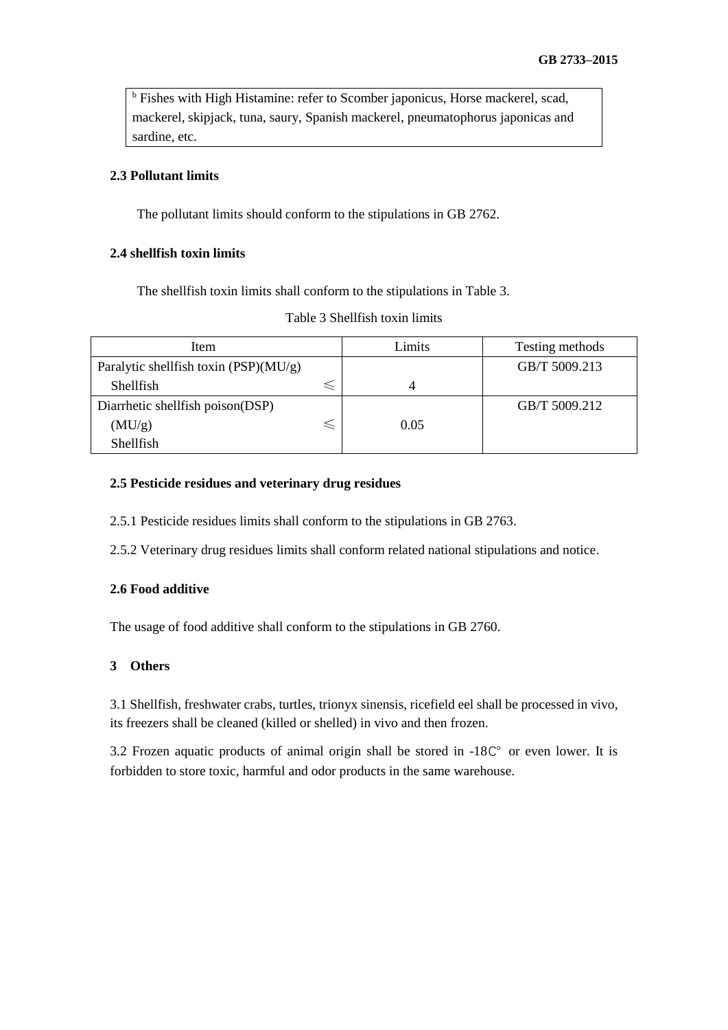[b] Fishes with High Histamine: refer to Scomber japonicus, Horse mackerel, scad, mackerel, skipjack, tuna, saury, Spanish mackerel, pneumatophorus japonicas and sardine, etc.

**2.3 Pollutant limits**

The pollutant limits should conform to the stipulations in GB 2762.

**2.4 shellfish toxin limits**

The shellfish toxin limits shall conform to the stipulations in Table 3.

Table 3 Shellfish toxin limits

| Item | | Limits | Testing methods |
|---|---|---|---|
| Paralytic shellfish toxin (PSP)(MU/g)<br>Shellfish | ≤ | 4 | GB/T 5009.213 |
| Diarrhetic shellfish poison(DSP)<br>(MU/g)<br>Shellfish | ≤ | 0.05 | GB/T 5009.212 |

**2.5 Pesticide residues and veterinary drug residues**

2.5.1 Pesticide residues limits shall conform to the stipulations in GB 2763.

2.5.2 Veterinary drug residues limits shall conform related national stipulations and notice.

**2.6 Food additive**

The usage of food additive shall conform to the stipulations in GB 2760.

**3 Others**

3.1 Shellfish, freshwater crabs, turtles, trionyx sinensis, ricefield eel shall be processed in vivo, its freezers shall be cleaned (killed or shelled) in vivo and then frozen.

3.2 Frozen aquatic products of animal origin shall be stored in -18℃° or even lower. It is forbidden to store toxic, harmful and odor products in the same warehouse.